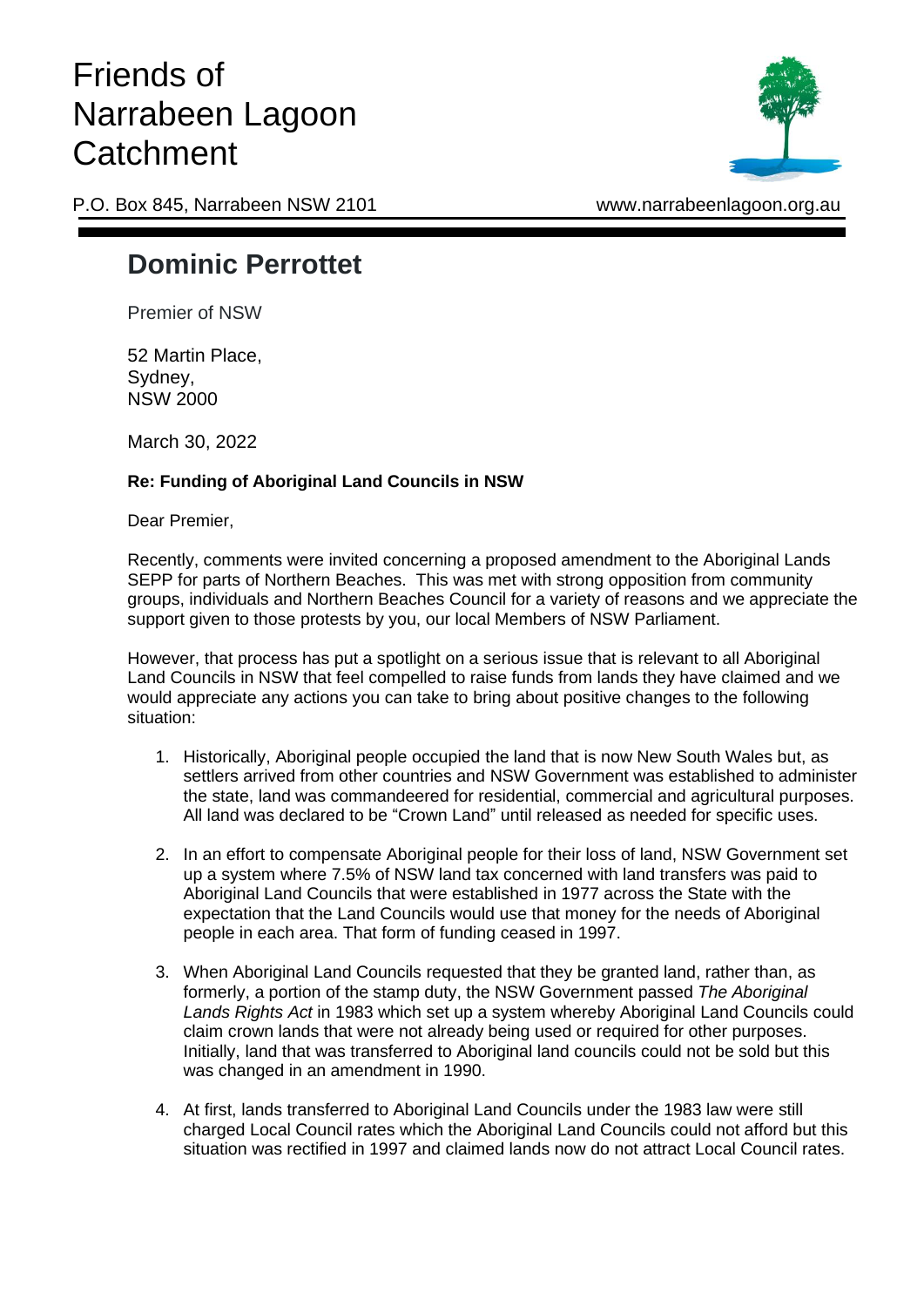# Friends of Narrabeen Lagoon Catchment

P.O. Box 845, Narrabeen NSW 2101 www.narrabeenlagoon.org.au

---

## Dominic Perrottet

Premier of NSW

52 Martin Place,
Sydney,
NSW 2000

March 30, 2022

**Re: Funding of Aboriginal Land Councils in NSW**

Dear Premier,

Recently, comments were invited concerning a proposed amendment to the Aboriginal Lands SEPP for parts of Northern Beaches. This was met with strong opposition from community groups, individuals and Northern Beaches Council for a variety of reasons and we appreciate the support given to those protests by you, our local Members of NSW Parliament.

However, that process has put a spotlight on a serious issue that is relevant to all Aboriginal Land Councils in NSW that feel compelled to raise funds from lands they have claimed and we would appreciate any actions you can take to bring about positive changes to the following situation:

1. Historically, Aboriginal people occupied the land that is now New South Wales but, as settlers arrived from other countries and NSW Government was established to administer the state, land was commandeered for residential, commercial and agricultural purposes. All land was declared to be "Crown Land" until released as needed for specific uses.

2. In an effort to compensate Aboriginal people for their loss of land, NSW Government set up a system where 7.5% of NSW land tax concerned with land transfers was paid to Aboriginal Land Councils that were established in 1977 across the State with the expectation that the Land Councils would use that money for the needs of Aboriginal people in each area. That form of funding ceased in 1997.

3. When Aboriginal Land Councils requested that they be granted land, rather than, as formerly, a portion of the stamp duty, the NSW Government passed *The Aboriginal Lands Rights Act* in 1983 which set up a system whereby Aboriginal Land Councils could claim crown lands that were not already being used or required for other purposes. Initially, land that was transferred to Aboriginal land councils could not be sold but this was changed in an amendment in 1990.

4. At first, lands transferred to Aboriginal Land Councils under the 1983 law were still charged Local Council rates which the Aboriginal Land Councils could not afford but this situation was rectified in 1997 and claimed lands now do not attract Local Council rates.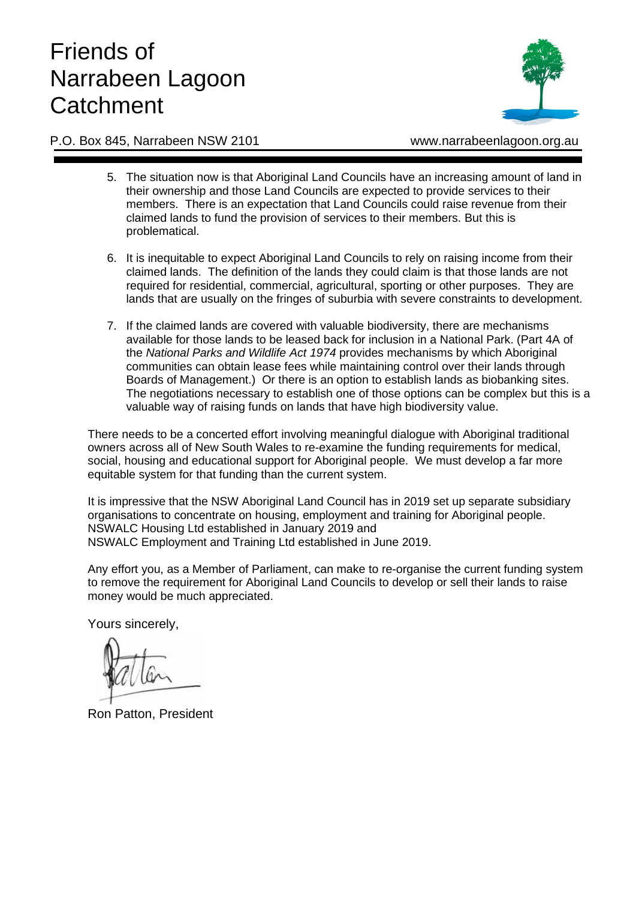# Friends of Narrabeen Lagoon Catchment

P.O. Box 845, Narrabeen NSW 2101 www.narrabeenlagoon.org.au

5. The situation now is that Aboriginal Land Councils have an increasing amount of land in their ownership and those Land Councils are expected to provide services to their members. There is an expectation that Land Councils could raise revenue from their claimed lands to fund the provision of services to their members. But this is problematical.

6. It is inequitable to expect Aboriginal Land Councils to rely on raising income from their claimed lands. The definition of the lands they could claim is that those lands are not required for residential, commercial, agricultural, sporting or other purposes. They are lands that are usually on the fringes of suburbia with severe constraints to development.

7. If the claimed lands are covered with valuable biodiversity, there are mechanisms available for those lands to be leased back for inclusion in a National Park. (Part 4A of the *National Parks and Wildlife Act 1974* provides mechanisms by which Aboriginal communities can obtain lease fees while maintaining control over their lands through Boards of Management.) Or there is an option to establish lands as biobanking sites. The negotiations necessary to establish one of those options can be complex but this is a valuable way of raising funds on lands that have high biodiversity value.

There needs to be a concerted effort involving meaningful dialogue with Aboriginal traditional owners across all of New South Wales to re-examine the funding requirements for medical, social, housing and educational support for Aboriginal people. We must develop a far more equitable system for that funding than the current system.

It is impressive that the NSW Aboriginal Land Council has in 2019 set up separate subsidiary organisations to concentrate on housing, employment and training for Aboriginal people.
NSWALC Housing Ltd established in January 2019 and
NSWALC Employment and Training Ltd established in June 2019.

Any effort you, as a Member of Parliament, can make to re-organise the current funding system to remove the requirement for Aboriginal Land Councils to develop or sell their lands to raise money would be much appreciated.

Yours sincerely,

Ron Patton, President